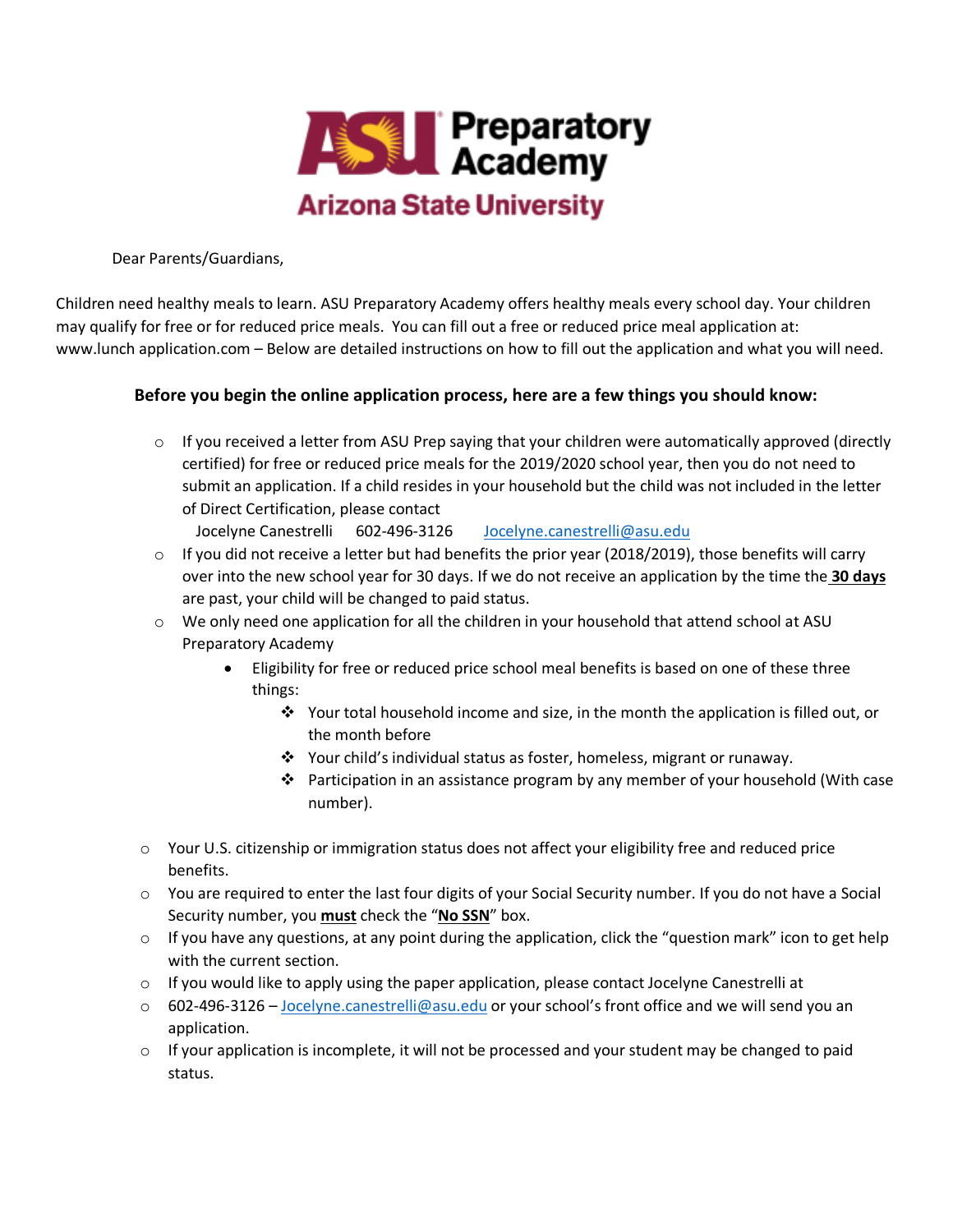ASU Preparatory Academy
Arizona State University

Dear Parents/Guardians,

Children need healthy meals to learn. ASU Preparatory Academy offers healthy meals every school day. Your children may qualify for free or for reduced price meals. You can fill out a free or reduced price meal application at: www.lunch application.com – Below are detailed instructions on how to fill out the application and what you will need.

### Before you begin the online application process, here are a few things you should know:

- If you received a letter from ASU Prep saying that your children were automatically approved (directly certified) for free or reduced price meals for the 2019/2020 school year, then you do not need to submit an application. If a child resides in your household but the child was not included in the letter of Direct Certification, please contact
  Jocelyne Canestrelli 602-496-3126 Jocelyne.canestrelli@asu.edu
- If you did not receive a letter but had benefits the prior year (2018/2019), those benefits will carry over into the new school year for 30 days. If we do not receive an application by the time the **30 days** are past, your child will be changed to paid status.
- We only need one application for all the children in your household that attend school at ASU Preparatory Academy
  - Eligibility for free or reduced price school meal benefits is based on one of these three things:
    - Your total household income and size, in the month the application is filled out, or the month before
    - Your child's individual status as foster, homeless, migrant or runaway.
    - Participation in an assistance program by any member of your household (With case number).

- Your U.S. citizenship or immigration status does not affect your eligibility free and reduced price benefits.
- You are required to enter the last four digits of your Social Security number. If you do not have a Social Security number, you **must** check the "**No SSN**" box.
- If you have any questions, at any point during the application, click the "question mark" icon to get help with the current section.
- If you would like to apply using the paper application, please contact Jocelyne Canestrelli at
- 602-496-3126 – Jocelyne.canestrelli@asu.edu or your school's front office and we will send you an application.
- If your application is incomplete, it will not be processed and your student may be changed to paid status.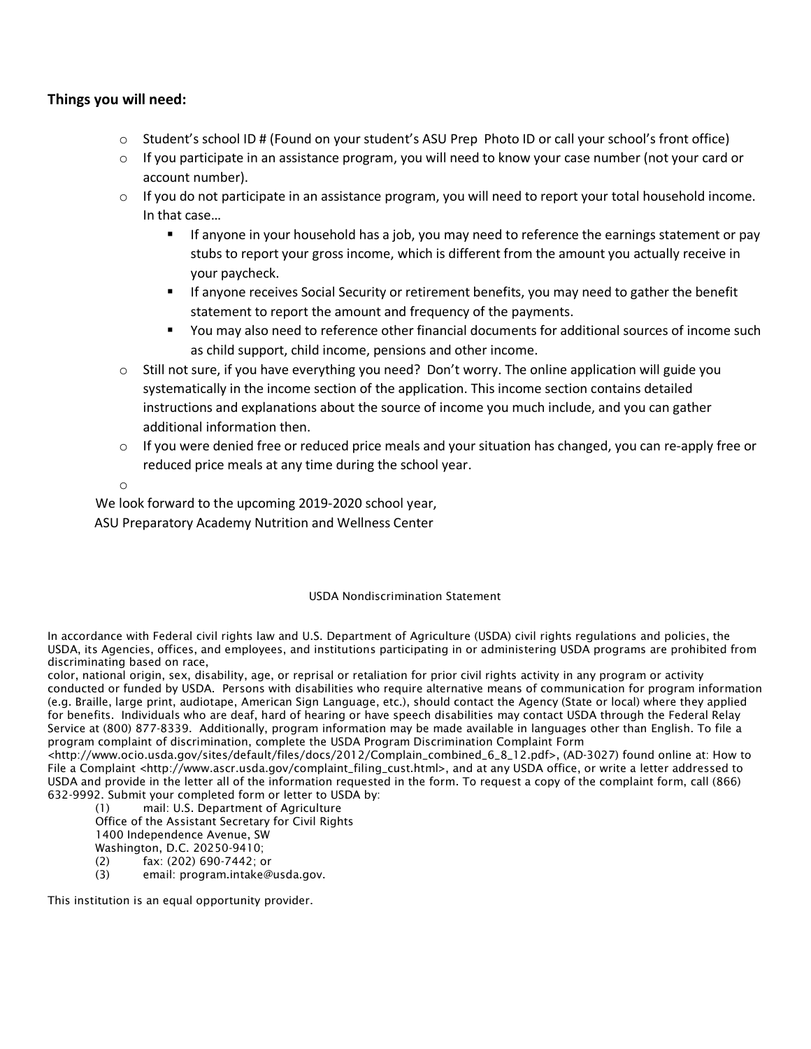**Things you will need:**

- Student's school ID # (Found on your student's ASU Prep  Photo ID or call your school's front office)
- If you participate in an assistance program, you will need to know your case number (not your card or account number).
- If you do not participate in an assistance program, you will need to report your total household income. In that case…
  - If anyone in your household has a job, you may need to reference the earnings statement or pay stubs to report your gross income, which is different from the amount you actually receive in your paycheck.
  - If anyone receives Social Security or retirement benefits, you may need to gather the benefit statement to report the amount and frequency of the payments.
  - You may also need to reference other financial documents for additional sources of income such as child support, child income, pensions and other income.
- Still not sure, if you have everything you need?  Don't worry. The online application will guide you systematically in the income section of the application. This income section contains detailed instructions and explanations about the source of income you much include, and you can gather additional information then.
- If you were denied free or reduced price meals and your situation has changed, you can re-apply free or reduced price meals at any time during the school year.
- 

We look forward to the upcoming 2019-2020 school year,
ASU Preparatory Academy Nutrition and Wellness Center

USDA Nondiscrimination Statement

In accordance with Federal civil rights law and U.S. Department of Agriculture (USDA) civil rights regulations and policies, the USDA, its Agencies, offices, and employees, and institutions participating in or administering USDA programs are prohibited from discriminating based on race,
color, national origin, sex, disability, age, or reprisal or retaliation for prior civil rights activity in any program or activity conducted or funded by USDA.  Persons with disabilities who require alternative means of communication for program information (e.g. Braille, large print, audiotape, American Sign Language, etc.), should contact the Agency (State or local) where they applied for benefits.  Individuals who are deaf, hard of hearing or have speech disabilities may contact USDA through the Federal Relay Service at (800) 877-8339.  Additionally, program information may be made available in languages other than English. To file a program complaint of discrimination, complete the USDA Program Discrimination Complaint Form <http://www.ocio.usda.gov/sites/default/files/docs/2012/Complain_combined_6_8_12.pdf>, (AD-3027) found online at: How to File a Complaint <http://www.ascr.usda.gov/complaint_filing_cust.html>, and at any USDA office, or write a letter addressed to USDA and provide in the letter all of the information requested in the form. To request a copy of the complaint form, call (866) 632-9992. Submit your completed form or letter to USDA by:

(1) mail: U.S. Department of Agriculture
Office of the Assistant Secretary for Civil Rights
1400 Independence Avenue, SW
Washington, D.C. 20250-9410;
(2) fax: (202) 690-7442; or
(3) email: program.intake@usda.gov.

This institution is an equal opportunity provider.